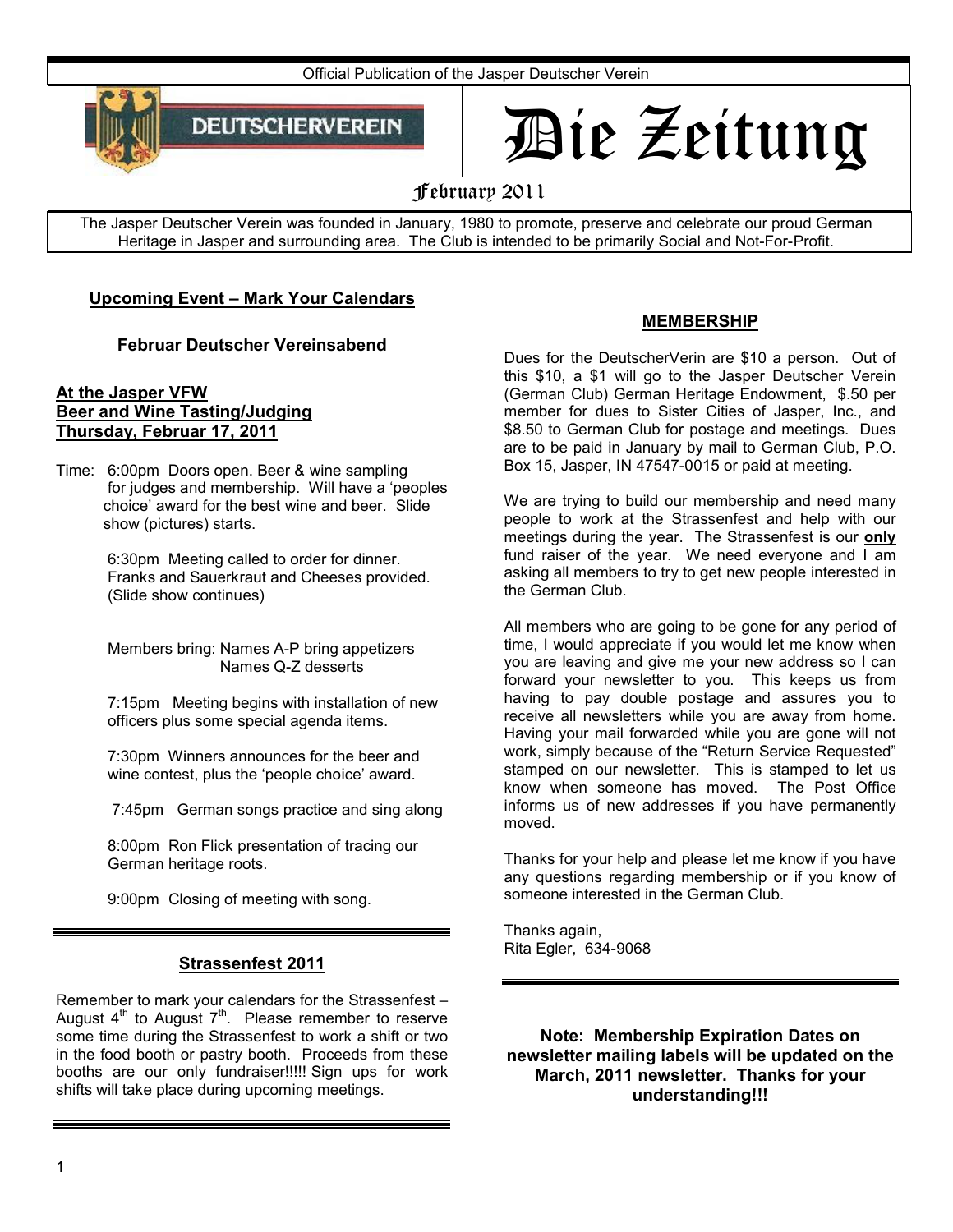Official Publication of the Jasper Deutscher Verein

DEUTSCHERVEREIN

# Die Zeitung

February 2011

The Jasper Deutscher Verein was founded in January, 1980 to promote, preserve and celebrate our proud German Heritage in Jasper and surrounding area. The Club is intended to be primarily Social and Not-For-Profit.

## Upcoming Event – Mark Your Calendars

### Februar Deutscher Vereinsabend

**At the Jasper VFW**
**Beer and Wine Tasting/Judging**
**Thursday, Februar 17, 2011**

Time: 6:00pm Doors open. Beer & wine sampling for judges and membership. Will have a 'peoples choice' award for the best wine and beer. Slide show (pictures) starts.

6:30pm Meeting called to order for dinner. Franks and Sauerkraut and Cheeses provided. (Slide show continues)

Members bring: Names A-P bring appetizers
Names Q-Z desserts

7:15pm Meeting begins with installation of new officers plus some special agenda items.

7:30pm Winners announces for the beer and wine contest, plus the 'people choice' award.

7:45pm German songs practice and sing along

8:00pm Ron Flick presentation of tracing our German heritage roots.

9:00pm Closing of meeting with song.

## Strassenfest 2011

Remember to mark your calendars for the Strassenfest – August 4th to August 7th. Please remember to reserve some time during the Strassenfest to work a shift or two in the food booth or pastry booth. Proceeds from these booths are our only fundraiser!!!!! Sign ups for work shifts will take place during upcoming meetings.

## MEMBERSHIP

Dues for the DeutscherVerin are $10 a person. Out of this $10, a $1 will go to the Jasper Deutscher Verein (German Club) German Heritage Endowment, $.50 per member for dues to Sister Cities of Jasper, Inc., and $8.50 to German Club for postage and meetings. Dues are to be paid in January by mail to German Club, P.O. Box 15, Jasper, IN 47547-0015 or paid at meeting.

We are trying to build our membership and need many people to work at the Strassenfest and help with our meetings during the year. The Strassenfest is our **only** fund raiser of the year. We need everyone and I am asking all members to try to get new people interested in the German Club.

All members who are going to be gone for any period of time, I would appreciate if you would let me know when you are leaving and give me your new address so I can forward your newsletter to you. This keeps us from having to pay double postage and assures you to receive all newsletters while you are away from home. Having your mail forwarded while you are gone will not work, simply because of the "Return Service Requested" stamped on our newsletter. This is stamped to let us know when someone has moved. The Post Office informs us of new addresses if you have permanently moved.

Thanks for your help and please let me know if you have any questions regarding membership or if you know of someone interested in the German Club.

Thanks again,
Rita Egler, 634-9068

**Note: Membership Expiration Dates on newsletter mailing labels will be updated on the March, 2011 newsletter. Thanks for your understanding!!!**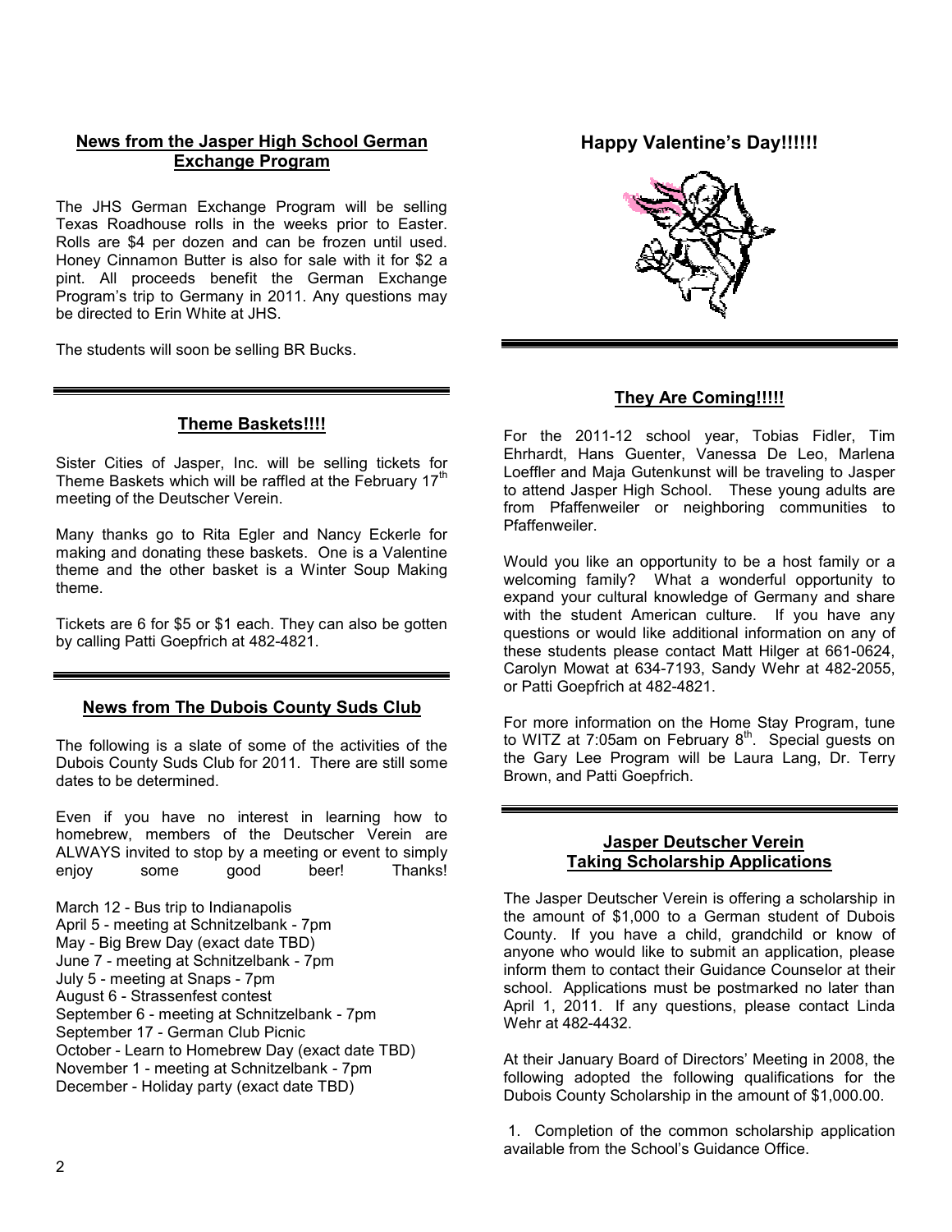## News from the Jasper High School German Exchange Program

The JHS German Exchange Program will be selling Texas Roadhouse rolls in the weeks prior to Easter. Rolls are $4 per dozen and can be frozen until used. Honey Cinnamon Butter is also for sale with it for $2 a pint. All proceeds benefit the German Exchange Program's trip to Germany in 2011. Any questions may be directed to Erin White at JHS.

The students will soon be selling BR Bucks.

## Theme Baskets!!!!

Sister Cities of Jasper, Inc. will be selling tickets for Theme Baskets which will be raffled at the February 17th meeting of the Deutscher Verein.

Many thanks go to Rita Egler and Nancy Eckerle for making and donating these baskets. One is a Valentine theme and the other basket is a Winter Soup Making theme.

Tickets are 6 for $5 or $1 each. They can also be gotten by calling Patti Goepfrich at 482-4821.

## News from The Dubois County Suds Club

The following is a slate of some of the activities of the Dubois County Suds Club for 2011. There are still some dates to be determined.

Even if you have no interest in learning how to homebrew, members of the Deutscher Verein are ALWAYS invited to stop by a meeting or event to simply enjoy some good beer! Thanks!

March 12 - Bus trip to Indianapolis
April 5 - meeting at Schnitzelbank - 7pm
May - Big Brew Day (exact date TBD)
June 7 - meeting at Schnitzelbank - 7pm
July 5 - meeting at Snaps - 7pm
August 6 - Strassenfest contest
September 6 - meeting at Schnitzelbank - 7pm
September 17 - German Club Picnic
October - Learn to Homebrew Day (exact date TBD)
November 1 - meeting at Schnitzelbank - 7pm
December - Holiday party (exact date TBD)

## Happy Valentine's Day!!!!!!

## They Are Coming!!!!!

For the 2011-12 school year, Tobias Fidler, Tim Ehrhardt, Hans Guenter, Vanessa De Leo, Marlena Loeffler and Maja Gutenkunst will be traveling to Jasper to attend Jasper High School. These young adults are from Pfaffenweiler or neighboring communities to Pfaffenweiler.

Would you like an opportunity to be a host family or a welcoming family? What a wonderful opportunity to expand your cultural knowledge of Germany and share with the student American culture. If you have any questions or would like additional information on any of these students please contact Matt Hilger at 661-0624, Carolyn Mowat at 634-7193, Sandy Wehr at 482-2055, or Patti Goepfrich at 482-4821.

For more information on the Home Stay Program, tune to WITZ at 7:05am on February 8th. Special guests on the Gary Lee Program will be Laura Lang, Dr. Terry Brown, and Patti Goepfrich.

## Jasper Deutscher Verein Taking Scholarship Applications

The Jasper Deutscher Verein is offering a scholarship in the amount of $1,000 to a German student of Dubois County. If you have a child, grandchild or know of anyone who would like to submit an application, please inform them to contact their Guidance Counselor at their school. Applications must be postmarked no later than April 1, 2011. If any questions, please contact Linda Wehr at 482-4432.

At their January Board of Directors' Meeting in 2008, the following adopted the following qualifications for the Dubois County Scholarship in the amount of $1,000.00.

1. Completion of the common scholarship application available from the School's Guidance Office.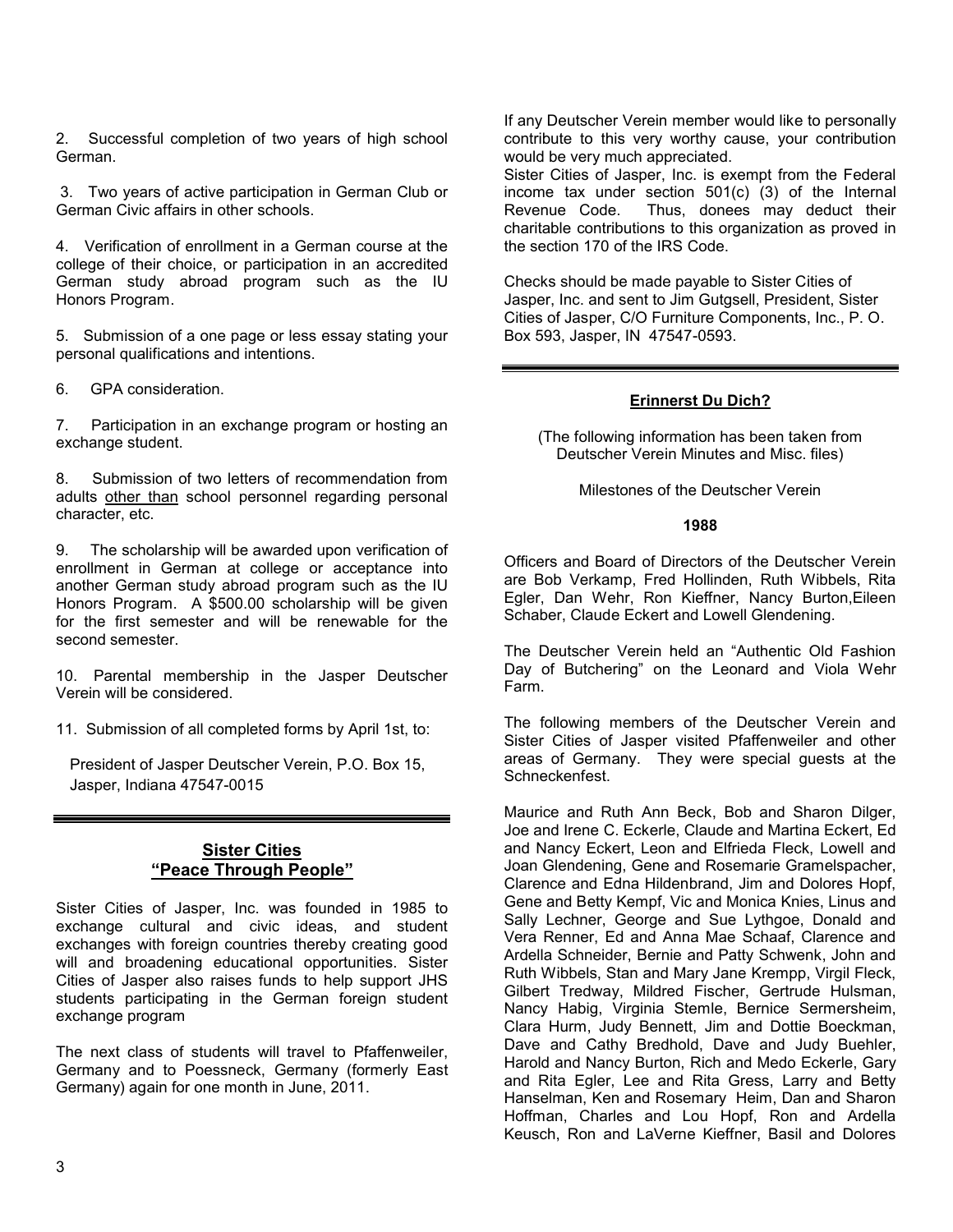2. Successful completion of two years of high school German.

3. Two years of active participation in German Club or German Civic affairs in other schools.

4. Verification of enrollment in a German course at the college of their choice, or participation in an accredited German study abroad program such as the IU Honors Program.

5. Submission of a one page or less essay stating your personal qualifications and intentions.

6. GPA consideration.

7. Participation in an exchange program or hosting an exchange student.

8. Submission of two letters of recommendation from adults <u>other than</u> school personnel regarding personal character, etc.

9. The scholarship will be awarded upon verification of enrollment in German at college or acceptance into another German study abroad program such as the IU Honors Program. A $500.00 scholarship will be given for the first semester and will be renewable for the second semester.

10. Parental membership in the Jasper Deutscher Verein will be considered.

11. Submission of all completed forms by April 1st, to:

President of Jasper Deutscher Verein, P.O. Box 15,
Jasper, Indiana 47547-0015

---

## Sister Cities
## "Peace Through People"

Sister Cities of Jasper, Inc. was founded in 1985 to exchange cultural and civic ideas, and student exchanges with foreign countries thereby creating good will and broadening educational opportunities. Sister Cities of Jasper also raises funds to help support JHS students participating in the German foreign student exchange program

The next class of students will travel to Pfaffenweiler, Germany and to Poessneck, Germany (formerly East Germany) again for one month in June, 2011.

If any Deutscher Verein member would like to personally contribute to this very worthy cause, your contribution would be very much appreciated.

Sister Cities of Jasper, Inc. is exempt from the Federal income tax under section 501(c) (3) of the Internal Revenue Code. Thus, donees may deduct their charitable contributions to this organization as proved in the section 170 of the IRS Code.

Checks should be made payable to Sister Cities of Jasper, Inc. and sent to Jim Gutgsell, President, Sister Cities of Jasper, C/O Furniture Components, Inc., P. O. Box 593, Jasper, IN 47547-0593.

---

## Erinnerst Du Dich?

(The following information has been taken from Deutscher Verein Minutes and Misc. files)

Milestones of the Deutscher Verein

**1988**

Officers and Board of Directors of the Deutscher Verein are Bob Verkamp, Fred Hollinden, Ruth Wibbels, Rita Egler, Dan Wehr, Ron Kieffner, Nancy Burton,Eileen Schaber, Claude Eckert and Lowell Glendening.

The Deutscher Verein held an "Authentic Old Fashion Day of Butchering" on the Leonard and Viola Wehr Farm.

The following members of the Deutscher Verein and Sister Cities of Jasper visited Pfaffenweiler and other areas of Germany. They were special guests at the Schneckenfest.

Maurice and Ruth Ann Beck, Bob and Sharon Dilger, Joe and Irene C. Eckerle, Claude and Martina Eckert, Ed and Nancy Eckert, Leon and Elfrieda Fleck, Lowell and Joan Glendening, Gene and Rosemarie Gramelspacher, Clarence and Edna Hildenbrand, Jim and Dolores Hopf, Gene and Betty Kempf, Vic and Monica Knies, Linus and Sally Lechner, George and Sue Lythgoe, Donald and Vera Renner, Ed and Anna Mae Schaaf, Clarence and Ardella Schneider, Bernie and Patty Schwenk, John and Ruth Wibbels, Stan and Mary Jane Krempp, Virgil Fleck, Gilbert Tredway, Mildred Fischer, Gertrude Hulsman, Nancy Habig, Virginia Stemle, Bernice Sermersheim, Clara Hurm, Judy Bennett, Jim and Dottie Boeckman, Dave and Cathy Bredhold, Dave and Judy Buehler, Harold and Nancy Burton, Rich and Medo Eckerle, Gary and Rita Egler, Lee and Rita Gress, Larry and Betty Hanselman, Ken and Rosemary Heim, Dan and Sharon Hoffman, Charles and Lou Hopf, Ron and Ardella Keusch, Ron and LaVerne Kieffner, Basil and Dolores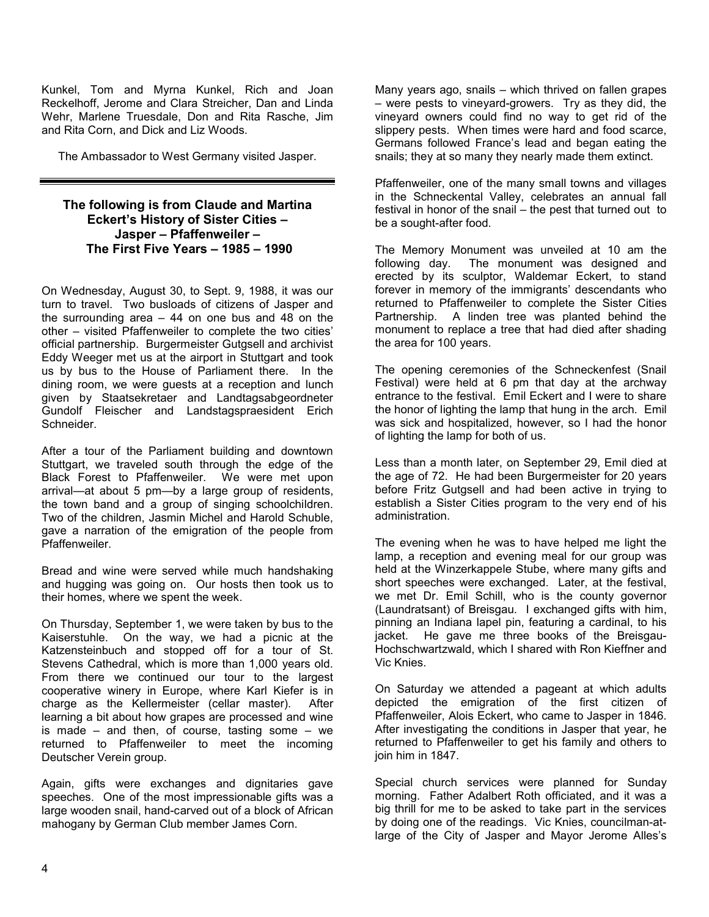Kunkel, Tom and Myrna Kunkel, Rich and Joan Reckelhoff, Jerome and Clara Streicher, Dan and Linda Wehr, Marlene Truesdale, Don and Rita Rasche, Jim and Rita Corn, and Dick and Liz Woods.

The Ambassador to West Germany visited Jasper.

---

**The following is from Claude and Martina Eckert's History of Sister Cities – Jasper – Pfaffenweiler – The First Five Years – 1985 – 1990**

On Wednesday, August 30, to Sept. 9, 1988, it was our turn to travel. Two busloads of citizens of Jasper and the surrounding area – 44 on one bus and 48 on the other – visited Pfaffenweiler to complete the two cities' official partnership. Burgermeister Gutgsell and archivist Eddy Weeger met us at the airport in Stuttgart and took us by bus to the House of Parliament there. In the dining room, we were guests at a reception and lunch given by Staatsekretaer and Landtagsabgeordneter Gundolf Fleischer and Landstagspraesident Erich Schneider.

After a tour of the Parliament building and downtown Stuttgart, we traveled south through the edge of the Black Forest to Pfaffenweiler. We were met upon arrival—at about 5 pm—by a large group of residents, the town band and a group of singing schoolchildren. Two of the children, Jasmin Michel and Harold Schuble, gave a narration of the emigration of the people from Pfaffenweiler.

Bread and wine were served while much handshaking and hugging was going on. Our hosts then took us to their homes, where we spent the week.

On Thursday, September 1, we were taken by bus to the Kaiserstuhle. On the way, we had a picnic at the Katzensteinbuch and stopped off for a tour of St. Stevens Cathedral, which is more than 1,000 years old. From there we continued our tour to the largest cooperative winery in Europe, where Karl Kiefer is in charge as the Kellermeister (cellar master). After learning a bit about how grapes are processed and wine is made – and then, of course, tasting some – we returned to Pfaffenweiler to meet the incoming Deutscher Verein group.

Again, gifts were exchanges and dignitaries gave speeches. One of the most impressionable gifts was a large wooden snail, hand-carved out of a block of African mahogany by German Club member James Corn.

Many years ago, snails – which thrived on fallen grapes – were pests to vineyard-growers. Try as they did, the vineyard owners could find no way to get rid of the slippery pests. When times were hard and food scarce, Germans followed France's lead and began eating the snails; they at so many they nearly made them extinct.

Pfaffenweiler, one of the many small towns and villages in the Schneckental Valley, celebrates an annual fall festival in honor of the snail – the pest that turned out to be a sought-after food.

The Memory Monument was unveiled at 10 am the following day. The monument was designed and erected by its sculptor, Waldemar Eckert, to stand forever in memory of the immigrants' descendants who returned to Pfaffenweiler to complete the Sister Cities Partnership. A linden tree was planted behind the monument to replace a tree that had died after shading the area for 100 years.

The opening ceremonies of the Schneckenfest (Snail Festival) were held at 6 pm that day at the archway entrance to the festival. Emil Eckert and I were to share the honor of lighting the lamp that hung in the arch. Emil was sick and hospitalized, however, so I had the honor of lighting the lamp for both of us.

Less than a month later, on September 29, Emil died at the age of 72. He had been Burgermeister for 20 years before Fritz Gutgsell and had been active in trying to establish a Sister Cities program to the very end of his administration.

The evening when he was to have helped me light the lamp, a reception and evening meal for our group was held at the Winzerkappele Stube, where many gifts and short speeches were exchanged. Later, at the festival, we met Dr. Emil Schill, who is the county governor (Laundratsant) of Breisgau. I exchanged gifts with him, pinning an Indiana lapel pin, featuring a cardinal, to his jacket. He gave me three books of the Breisgau-Hochschwartzwald, which I shared with Ron Kieffner and Vic Knies.

On Saturday we attended a pageant at which adults depicted the emigration of the first citizen of Pfaffenweiler, Alois Eckert, who came to Jasper in 1846. After investigating the conditions in Jasper that year, he returned to Pfaffenweiler to get his family and others to join him in 1847.

Special church services were planned for Sunday morning. Father Adalbert Roth officiated, and it was a big thrill for me to be asked to take part in the services by doing one of the readings. Vic Knies, councilman-at-large of the City of Jasper and Mayor Jerome Alles's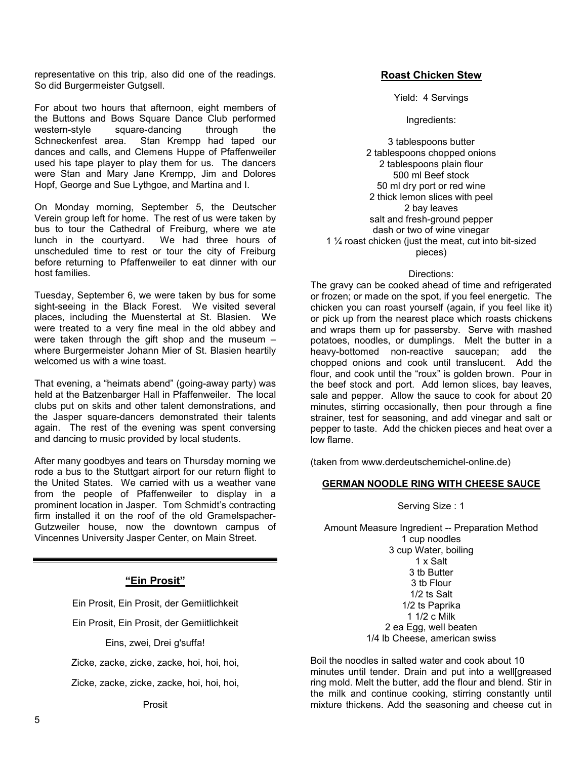representative on this trip, also did one of the readings. So did Burgermeister Gutgsell.

For about two hours that afternoon, eight members of the Buttons and Bows Square Dance Club performed western-style square-dancing through the Schneckenfest area. Stan Krempp had taped our dances and calls, and Clemens Huppe of Pfaffenweiler used his tape player to play them for us. The dancers were Stan and Mary Jane Krempp, Jim and Dolores Hopf, George and Sue Lythgoe, and Martina and I.

On Monday morning, September 5, the Deutscher Verein group left for home. The rest of us were taken by bus to tour the Cathedral of Freiburg, where we ate lunch in the courtyard. We had three hours of unscheduled time to rest or tour the city of Freiburg before returning to Pfaffenweiler to eat dinner with our host families.

Tuesday, September 6, we were taken by bus for some sight-seeing in the Black Forest. We visited several places, including the Muenstertal at St. Blasien. We were treated to a very fine meal in the old abbey and were taken through the gift shop and the museum – where Burgermeister Johann Mier of St. Blasien heartily welcomed us with a wine toast.

That evening, a "heimats abend" (going-away party) was held at the Batzenbarger Hall in Pfaffenweiler. The local clubs put on skits and other talent demonstrations, and the Jasper square-dancers demonstrated their talents again. The rest of the evening was spent conversing and dancing to music provided by local students.

After many goodbyes and tears on Thursday morning we rode a bus to the Stuttgart airport for our return flight to the United States. We carried with us a weather vane from the people of Pfaffenweiler to display in a prominent location in Jasper. Tom Schmidt's contracting firm installed it on the roof of the old Gramelspacher-Gutzweiler house, now the downtown campus of Vincennes University Jasper Center, on Main Street.

---

## "Ein Prosit"

Ein Prosit, Ein Prosit, der Gemiitlichkeit

Ein Prosit, Ein Prosit, der Gemiitlichkeit

Eins, zwei, Drei g'suffa!

Zicke, zacke, zicke, zacke, hoi, hoi, hoi,

Zicke, zacke, zicke, zacke, hoi, hoi, hoi,

Prosit

## Roast Chicken Stew

Yield: 4 Servings

Ingredients:

3 tablespoons butter
2 tablespoons chopped onions
2 tablespoons plain flour
500 ml Beef stock
50 ml dry port or red wine
2 thick lemon slices with peel
2 bay leaves
salt and fresh-ground pepper
dash or two of wine vinegar
1 ¼ roast chicken (just the meat, cut into bit-sized pieces)

Directions:

The gravy can be cooked ahead of time and refrigerated or frozen; or made on the spot, if you feel energetic. The chicken you can roast yourself (again, if you feel like it) or pick up from the nearest place which roasts chickens and wraps them up for passersby. Serve with mashed potatoes, noodles, or dumplings. Melt the butter in a heavy-bottomed non-reactive saucepan; add the chopped onions and cook until translucent. Add the flour, and cook until the "roux" is golden brown. Pour in the beef stock and port. Add lemon slices, bay leaves, sale and pepper. Allow the sauce to cook for about 20 minutes, stirring occasionally, then pour through a fine strainer, test for seasoning, and add vinegar and salt or pepper to taste. Add the chicken pieces and heat over a low flame.

(taken from www.derdeutschemichel-online.de)

## GERMAN NOODLE RING WITH CHEESE SAUCE

Serving Size : 1

Amount Measure Ingredient -- Preparation Method
1 cup noodles
3 cup Water, boiling
1 x Salt
3 tb Butter
3 tb Flour
1/2 ts Salt
1/2 ts Paprika
1 1/2 c Milk
2 ea Egg, well beaten
1/4 lb Cheese, american swiss

Boil the noodles in salted water and cook about 10 minutes until tender. Drain and put into a well[greased ring mold. Melt the butter, add the flour and blend. Stir in the milk and continue cooking, stirring constantly until mixture thickens. Add the seasoning and cheese cut in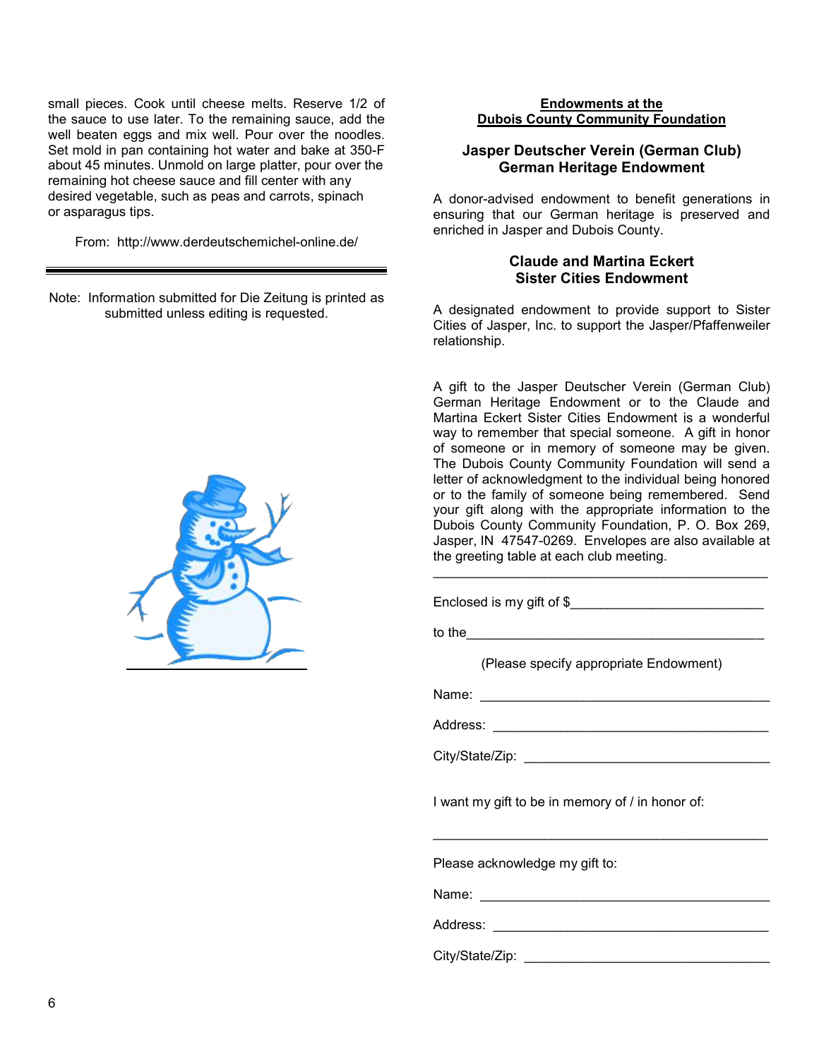small pieces. Cook until cheese melts. Reserve 1/2 of the sauce to use later. To the remaining sauce, add the well beaten eggs and mix well. Pour over the noodles. Set mold in pan containing hot water and bake at 350-F about 45 minutes. Unmold on large platter, pour over the remaining hot cheese sauce and fill center with any desired vegetable, such as peas and carrots, spinach or asparagus tips.

From: http://www.derdeutschemichel-online.de/

---

Note: Information submitted for Die Zeitung is printed as submitted unless editing is requested.

## Endowments at the Dubois County Community Foundation

### Jasper Deutscher Verein (German Club) German Heritage Endowment

A donor-advised endowment to benefit generations in ensuring that our German heritage is preserved and enriched in Jasper and Dubois County.

### Claude and Martina Eckert Sister Cities Endowment

A designated endowment to provide support to Sister Cities of Jasper, Inc. to support the Jasper/Pfaffenweiler relationship.

A gift to the Jasper Deutscher Verein (German Club) German Heritage Endowment or to the Claude and Martina Eckert Sister Cities Endowment is a wonderful way to remember that special someone. A gift in honor of someone or in memory of someone may be given. The Dubois County Community Foundation will send a letter of acknowledgment to the individual being honored or to the family of someone being remembered. Send your gift along with the appropriate information to the Dubois County Community Foundation, P. O. Box 269, Jasper, IN 47547-0269. Envelopes are also available at the greeting table at each club meeting.

---

Enclosed is my gift of $_________________________

to the_________________________________________

(Please specify appropriate Endowment)

Name: ________________________________________

Address: ______________________________________

City/State/Zip: _________________________________

I want my gift to be in memory of / in honor of:

______________________________________________

Please acknowledge my gift to:

Name: ________________________________________

Address: ______________________________________

City/State/Zip: _________________________________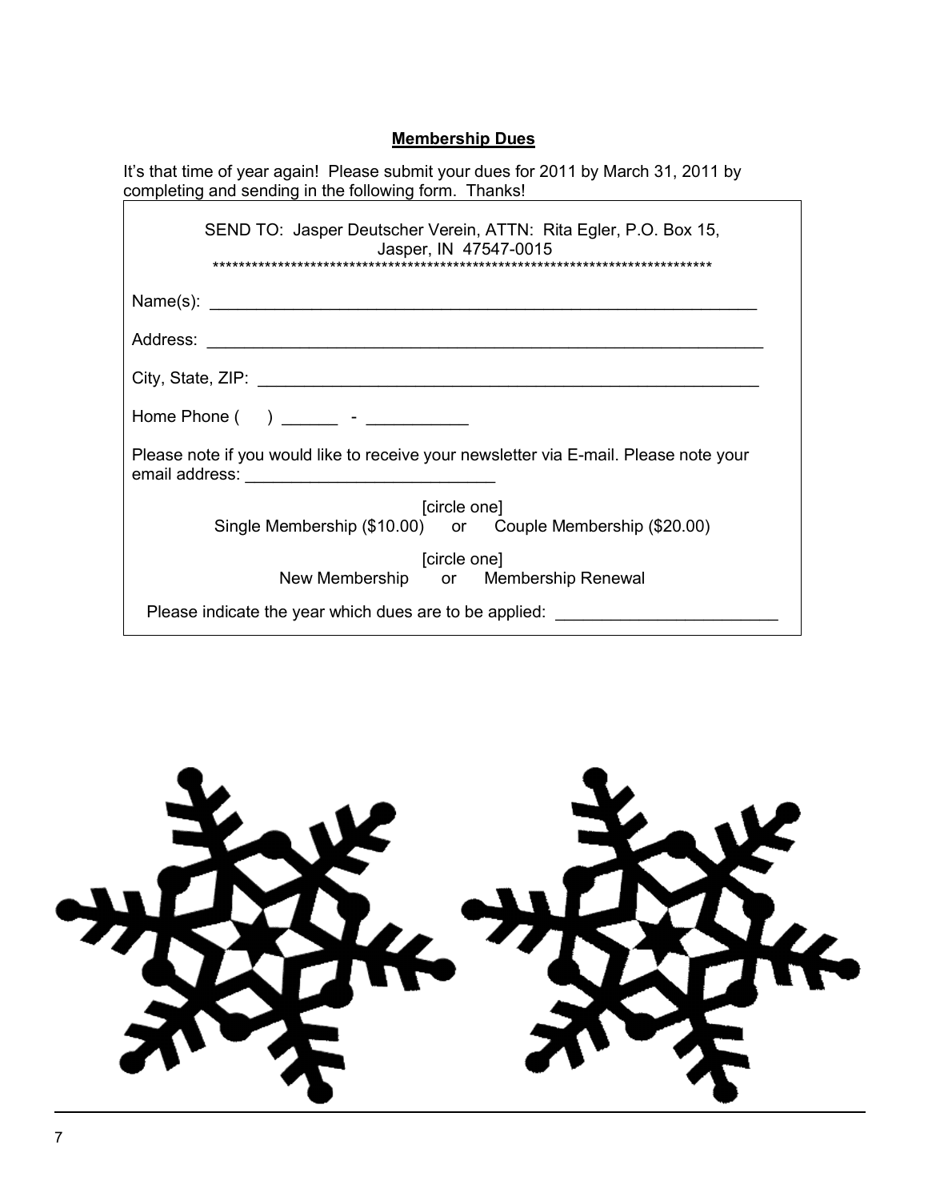## Membership Dues

It's that time of year again! Please submit your dues for 2011 by March 31, 2011 by completing and sending in the following form. Thanks!

SEND TO: Jasper Deutscher Verein, ATTN: Rita Egler, P.O. Box 15, Jasper, IN 47547-0015

*******************************************************************************

Name(s): ____________________________________________________________

Address: ____________________________________________________________

City, State, ZIP: ______________________________________________________

Home Phone (     ) ______ - __________

Please note if you would like to receive your newsletter via E-mail. Please note your email address: __________________________

[circle one]
Single Membership ($10.00) or Couple Membership ($20.00)

[circle one]
New Membership or Membership Renewal

Please indicate the year which dues are to be applied: ______________________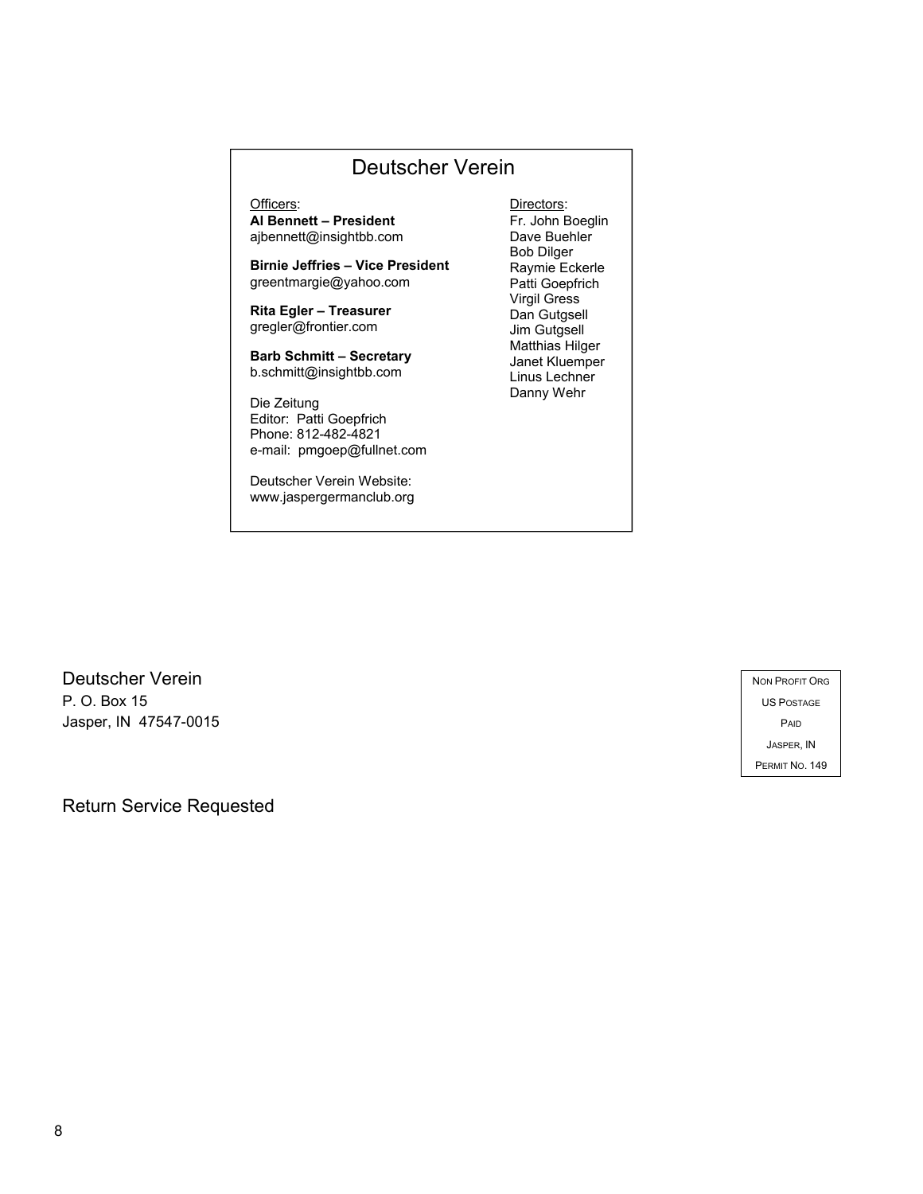## Deutscher Verein

Officers:

**Al Bennett – President**
ajbennett@insightbb.com

**Birnie Jeffries – Vice President**
greentmargie@yahoo.com

**Rita Egler – Treasurer**
gregler@frontier.com

**Barb Schmitt – Secretary**
b.schmitt@insightbb.com

Die Zeitung
Editor: Patti Goepfrich
Phone: 812-482-4821
e-mail: pmgoep@fullnet.com

Deutscher Verein Website:
www.jaspergermanclub.org

Directors:
Fr. John Boeglin
Dave Buehler
Bob Dilger
Raymie Eckerle
Patti Goepfrich
Virgil Gress
Dan Gutgsell
Jim Gutgsell
Matthias Hilger
Janet Kluemper
Linus Lechner
Danny Wehr

Deutscher Verein
P. O. Box 15
Jasper, IN 47547-0015

Return Service Requested

NON PROFIT ORG
US POSTAGE
PAID
JASPER, IN
PERMIT NO. 149